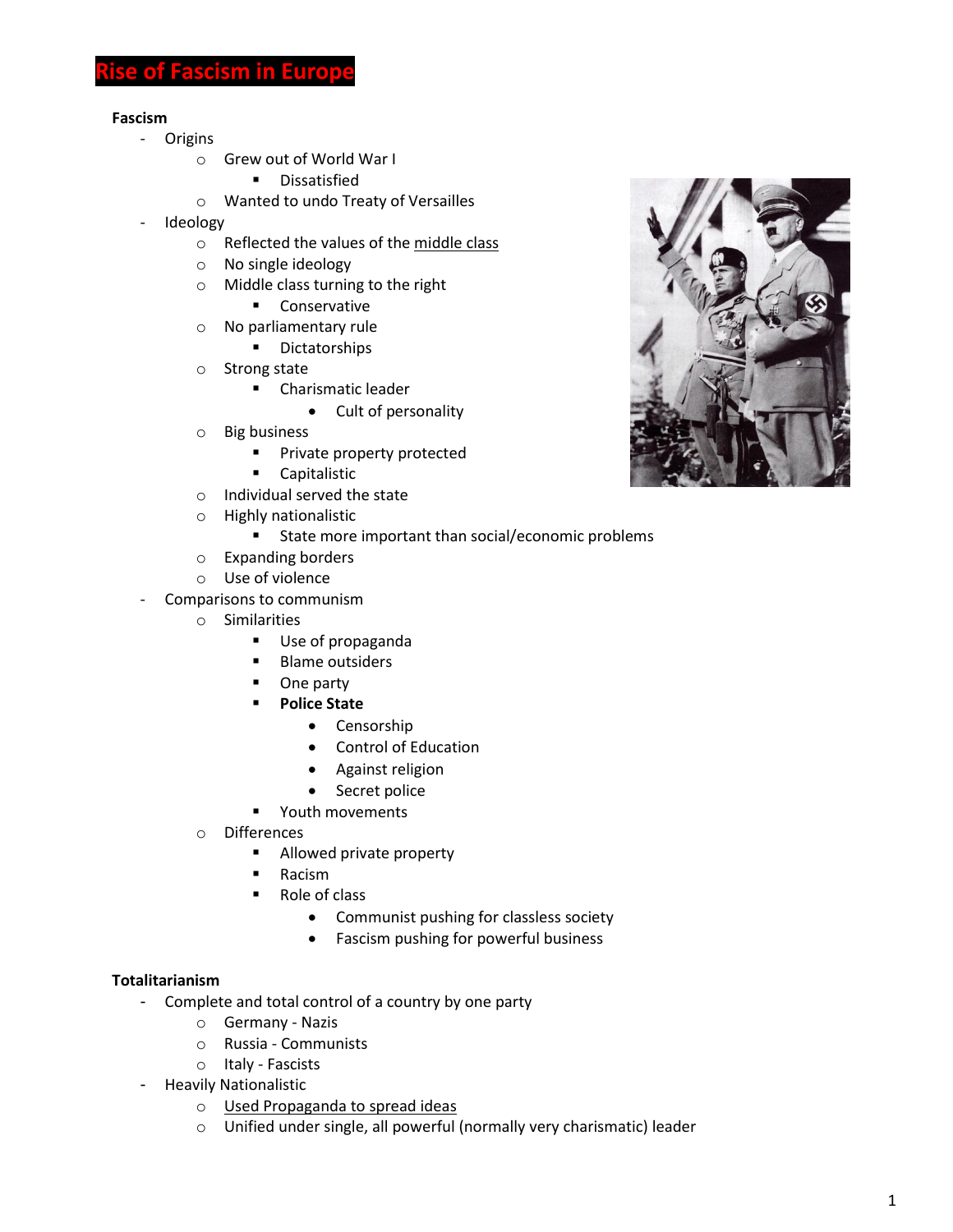# Rise of Fascism in Europe

**Fascism**

- Origins
  - Grew out of World War I
    - Dissatisfied
  - Wanted to undo Treaty of Versailles
- Ideology
  - Reflected the values of the <u>middle class</u>
  - No single ideology
  - Middle class turning to the right
    - Conservative
  - No parliamentary rule
    - Dictatorships
  - Strong state
    - Charismatic leader
      - Cult of personality
  - Big business
    - Private property protected
    - Capitalistic
  - Individual served the state
  - Highly nationalistic
    - State more important than social/economic problems
  - Expanding borders
  - Use of violence
- Comparisons to communism
  - Similarities
    - Use of propaganda
    - Blame outsiders
    - One party
    - **Police State**
      - Censorship
      - Control of Education
      - Against religion
      - Secret police
    - Youth movements
  - Differences
    - Allowed private property
    - Racism
    - Role of class
      - Communist pushing for classless society
      - Fascism pushing for powerful business

**Totalitarianism**

- Complete and total control of a country by one party
  - Germany - Nazis
  - Russia - Communists
  - Italy - Fascists
- Heavily Nationalistic
  - <u>Used Propaganda to spread ideas</u>
  - Unified under single, all powerful (normally very charismatic) leader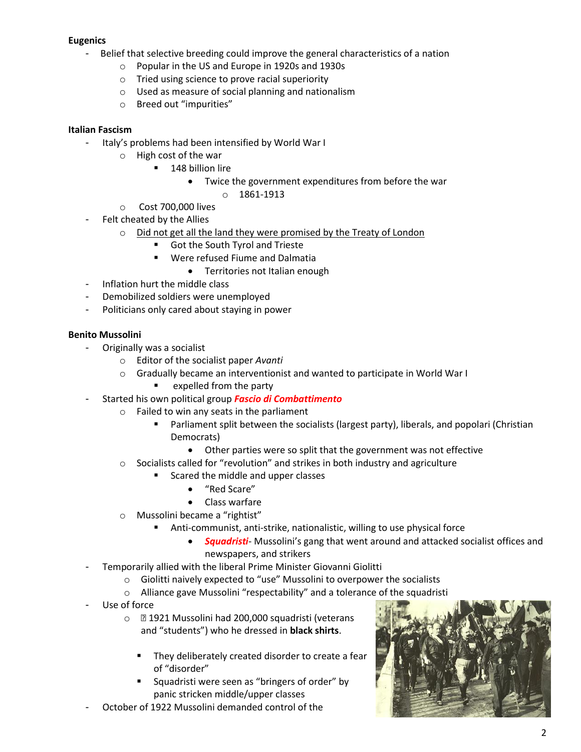**Eugenics**

- Belief that selective breeding could improve the general characteristics of a nation
  - Popular in the US and Europe in 1920s and 1930s
  - Tried using science to prove racial superiority
  - Used as measure of social planning and nationalism
  - Breed out "impurities"

**Italian Fascism**

- Italy's problems had been intensified by World War I
  - High cost of the war
    - 148 billion lire
      - Twice the government expenditures from before the war
        - 1861-1913
  - Cost 700,000 lives
- Felt cheated by the Allies
  - <u>Did not get all the land they were promised by the Treaty of London</u>
    - Got the South Tyrol and Trieste
    - Were refused Fiume and Dalmatia
      - Territories not Italian enough
- Inflation hurt the middle class
- Demobilized soldiers were unemployed
- Politicians only cared about staying in power

**Benito Mussolini**

- Originally was a socialist
  - Editor of the socialist paper *Avanti*
  - Gradually became an interventionist and wanted to participate in World War I
    - expelled from the party
- Started his own political group ***Fascio di Combattimento***
  - Failed to win any seats in the parliament
    - Parliament split between the socialists (largest party), liberals, and popolari (Christian Democrats)
      - Other parties were so split that the government was not effective
  - Socialists called for "revolution" and strikes in both industry and agriculture
    - Scared the middle and upper classes
      - "Red Scare"
      - Class warfare
  - Mussolini became a "rightist"
    - Anti-communist, anti-strike, nationalistic, willing to use physical force
      - ***Squadristi***- Mussolini's gang that went around and attacked socialist offices and newspapers, and strikers
- Temporarily allied with the liberal Prime Minister Giovanni Giolitti
  - Giolitti naively expected to "use" Mussolini to overpower the socialists
  - Alliance gave Mussolini "respectability" and a tolerance of the squadristi
- Use of force
  - 1921 Mussolini had 200,000 squadristi (veterans and "students") who he dressed in **black shirts**.
    - They deliberately created disorder to create a fear of "disorder"
    - Squadristi were seen as "bringers of order" by panic stricken middle/upper classes
- October of 1922 Mussolini demanded control of the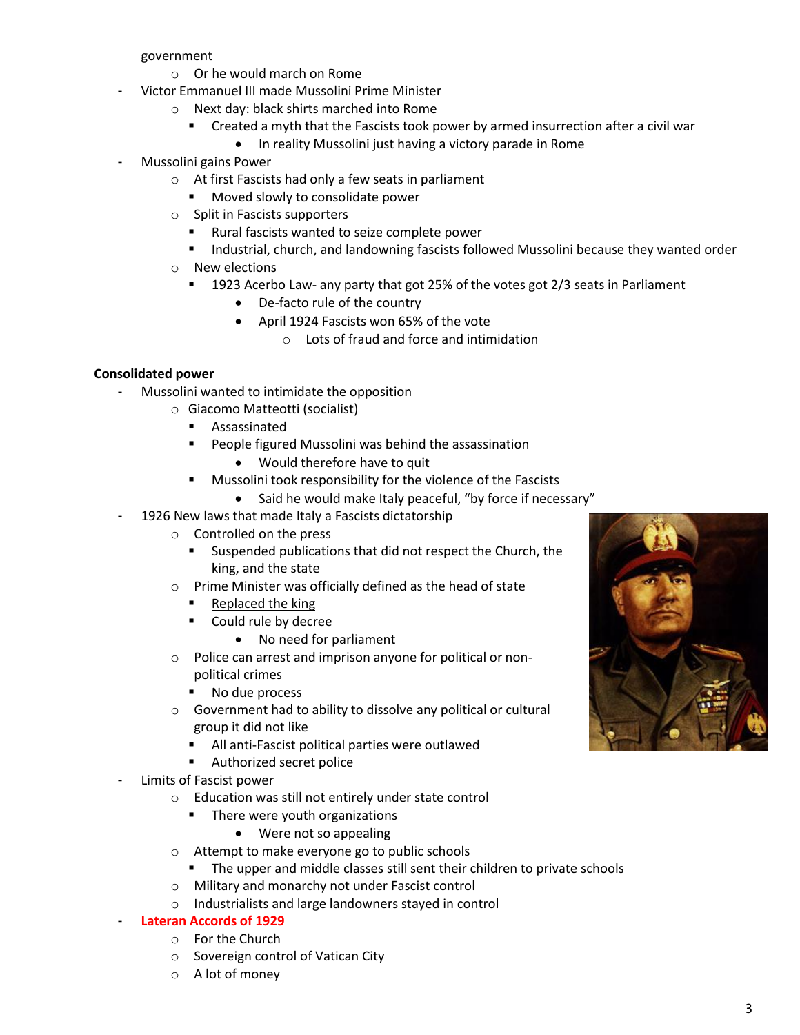government
  - Or he would march on Rome
- Victor Emmanuel III made Mussolini Prime Minister
  - Next day: black shirts marched into Rome
    - Created a myth that the Fascists took power by armed insurrection after a civil war
      - In reality Mussolini just having a victory parade in Rome
- Mussolini gains Power
  - At first Fascists had only a few seats in parliament
    - Moved slowly to consolidate power
  - Split in Fascists supporters
    - Rural fascists wanted to seize complete power
    - Industrial, church, and landowning fascists followed Mussolini because they wanted order
  - New elections
    - 1923 Acerbo Law- any party that got 25% of the votes got 2/3 seats in Parliament
      - De-facto rule of the country
      - April 1924 Fascists won 65% of the vote
        - Lots of fraud and force and intimidation

**Consolidated power**

- Mussolini wanted to intimidate the opposition
  - Giacomo Matteotti (socialist)
    - Assassinated
    - People figured Mussolini was behind the assassination
      - Would therefore have to quit
    - Mussolini took responsibility for the violence of the Fascists
      - Said he would make Italy peaceful, "by force if necessary"
- 1926 New laws that made Italy a Fascists dictatorship
  - Controlled on the press
    - Suspended publications that did not respect the Church, the king, and the state
  - Prime Minister was officially defined as the head of state
    - <u>Replaced the king</u>
    - Could rule by decree
      - No need for parliament
  - Police can arrest and imprison anyone for political or non-political crimes
    - No due process
  - Government had to ability to dissolve any political or cultural group it did not like
    - All anti-Fascist political parties were outlawed
    - Authorized secret police
- Limits of Fascist power
  - Education was still not entirely under state control
    - There were youth organizations
      - Were not so appealing
  - Attempt to make everyone go to public schools
    - The upper and middle classes still sent their children to private schools
  - Military and monarchy not under Fascist control
  - Industrialists and large landowners stayed in control
- **Lateran Accords of 1929**
  - For the Church
  - Sovereign control of Vatican City
  - A lot of money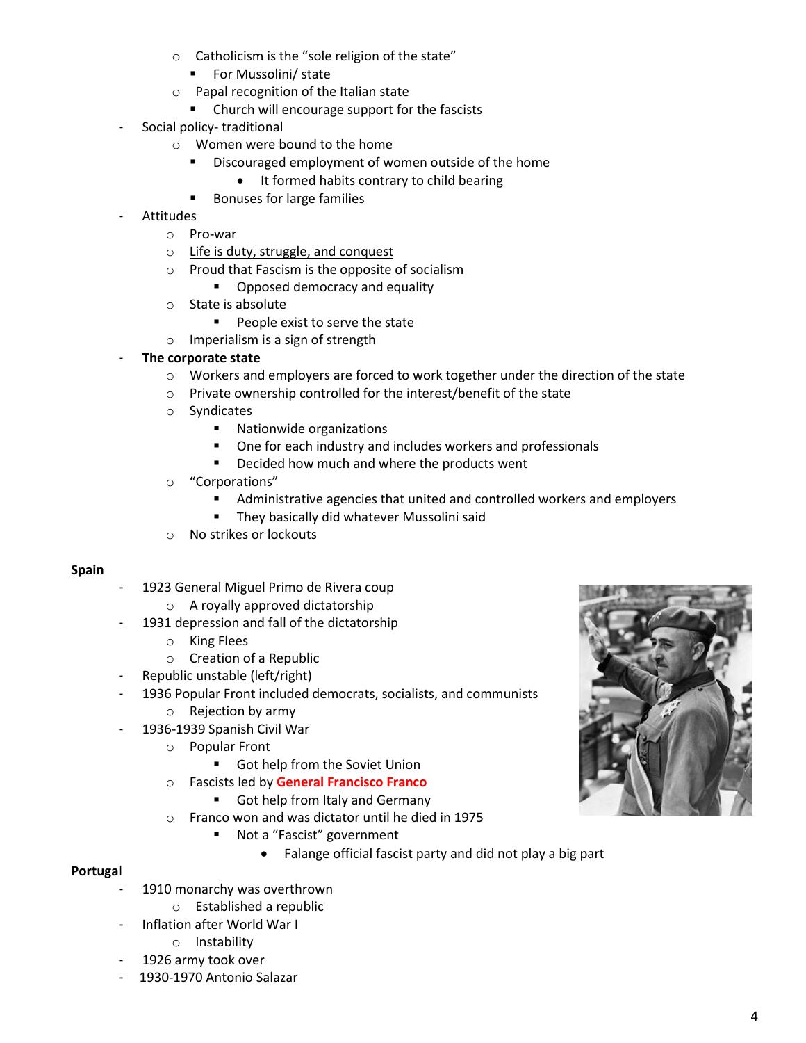- Catholicism is the "sole religion of the state"
  - For Mussolini/ state
- Papal recognition of the Italian state
  - Church will encourage support for the fascists

- Social policy- traditional
  - Women were bound to the home
    - Discouraged employment of women outside of the home
      - It formed habits contrary to child bearing
    - Bonuses for large families
- Attitudes
  - Pro-war
  - Life is duty, struggle, and conquest
  - Proud that Fascism is the opposite of socialism
    - Opposed democracy and equality
  - State is absolute
    - People exist to serve the state
  - Imperialism is a sign of strength
- **The corporate state**
  - Workers and employers are forced to work together under the direction of the state
  - Private ownership controlled for the interest/benefit of the state
  - Syndicates
    - Nationwide organizations
    - One for each industry and includes workers and professionals
    - Decided how much and where the products went
  - "Corporations"
    - Administrative agencies that united and controlled workers and employers
    - They basically did whatever Mussolini said
  - No strikes or lockouts

**Spain**

- 1923 General Miguel Primo de Rivera coup
  - A royally approved dictatorship
- 1931 depression and fall of the dictatorship
  - King Flees
  - Creation of a Republic
- Republic unstable (left/right)
- 1936 Popular Front included democrats, socialists, and communists
  - Rejection by army
- 1936-1939 Spanish Civil War
  - Popular Front
    - Got help from the Soviet Union
  - Fascists led by **General Francisco Franco**
    - Got help from Italy and Germany
  - Franco won and was dictator until he died in 1975
    - Not a "Fascist" government
      - Falange official fascist party and did not play a big part

**Portugal**

- 1910 monarchy was overthrown
  - Established a republic
- Inflation after World War I
  - Instability
- 1926 army took over
- 1930-1970 Antonio Salazar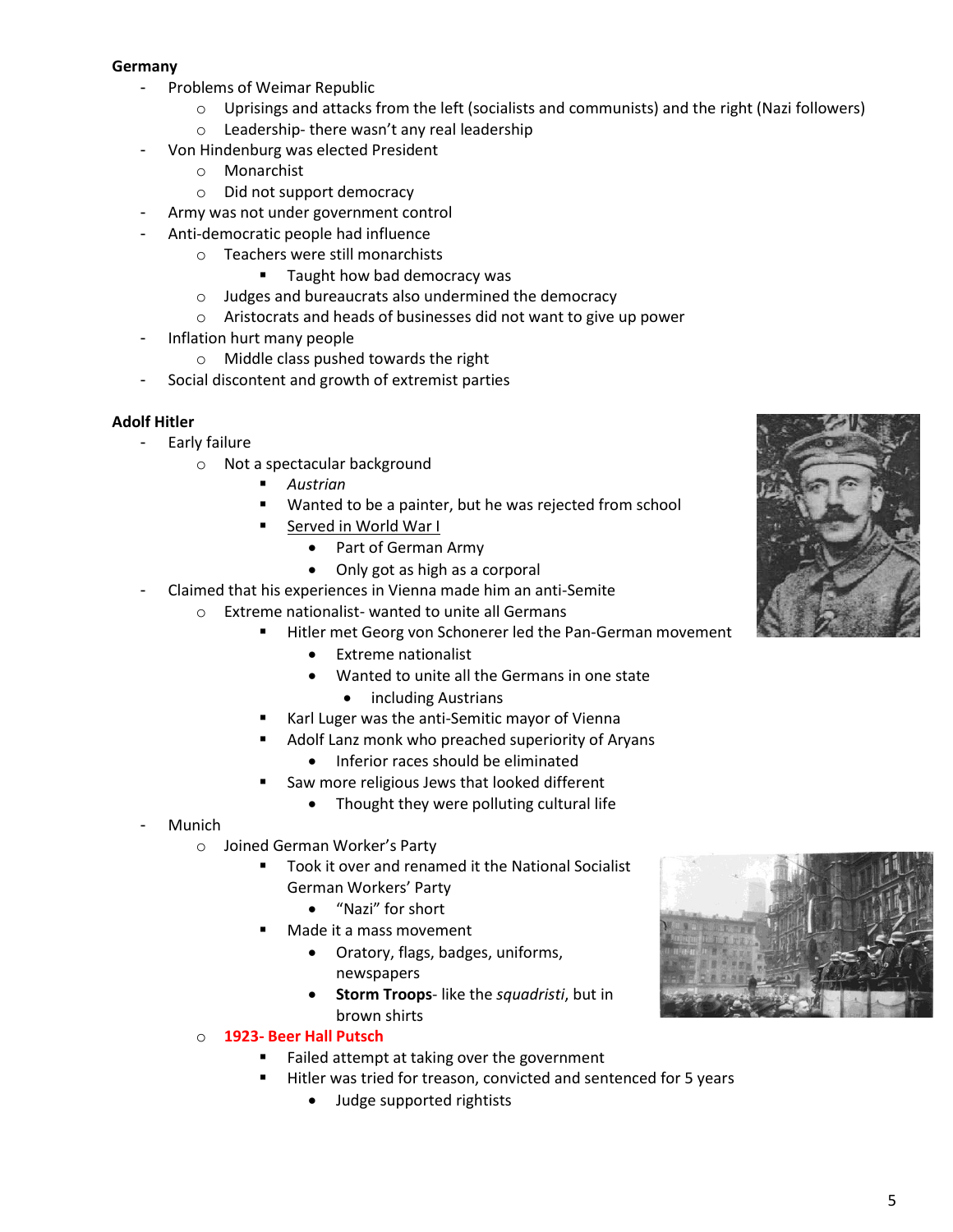**Germany**

- Problems of Weimar Republic
  - Uprisings and attacks from the left (socialists and communists) and the right (Nazi followers)
  - Leadership- there wasn't any real leadership
- Von Hindenburg was elected President
  - Monarchist
  - Did not support democracy
- Army was not under government control
- Anti-democratic people had influence
  - Teachers were still monarchists
    - Taught how bad democracy was
  - Judges and bureaucrats also undermined the democracy
  - Aristocrats and heads of businesses did not want to give up power
- Inflation hurt many people
  - Middle class pushed towards the right
- Social discontent and growth of extremist parties

**Adolf Hitler**

- Early failure
  - Not a spectacular background
    - *Austrian*
    - Wanted to be a painter, but he was rejected from school
    - <u>Served in World War I</u>
      - Part of German Army
      - Only got as high as a corporal
- Claimed that his experiences in Vienna made him an anti-Semite
  - Extreme nationalist- wanted to unite all Germans
    - Hitler met Georg von Schonerer led the Pan-German movement
      - Extreme nationalist
      - Wanted to unite all the Germans in one state
        - including Austrians
    - Karl Luger was the anti-Semitic mayor of Vienna
    - Adolf Lanz monk who preached superiority of Aryans
      - Inferior races should be eliminated
    - Saw more religious Jews that looked different
      - Thought they were polluting cultural life
- Munich
  - Joined German Worker's Party
    - Took it over and renamed it the National Socialist German Workers' Party
      - "Nazi" for short
    - Made it a mass movement
      - Oratory, flags, badges, uniforms, newspapers
      - **Storm Troops**- like the *squadristi*, but in brown shirts
  - **1923- Beer Hall Putsch**
    - Failed attempt at taking over the government
    - Hitler was tried for treason, convicted and sentenced for 5 years
      - Judge supported rightists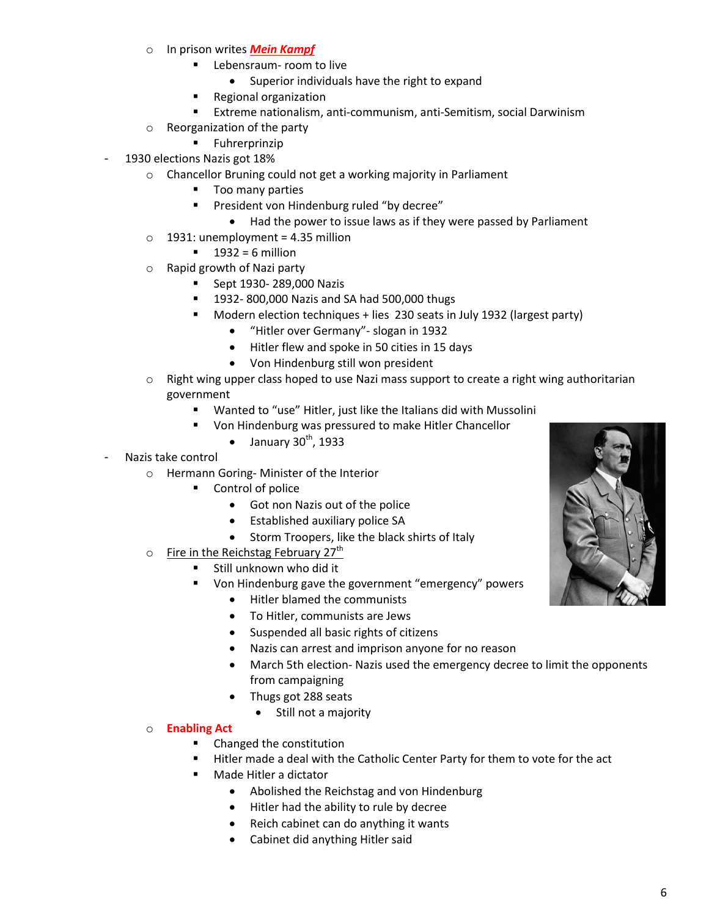- In prison writes ***Mein Kampf***
  - Lebensraum- room to live
    - Superior individuals have the right to expand
  - Regional organization
  - Extreme nationalism, anti-communism, anti-Semitism, social Darwinism
- Reorganization of the party
  - Fuhrerprinzip

- 1930 elections Nazis got 18%
  - Chancellor Bruning could not get a working majority in Parliament
    - Too many parties
    - President von Hindenburg ruled "by decree"
      - Had the power to issue laws as if they were passed by Parliament
  - 1931: unemployment = 4.35 million
    - 1932 = 6 million
  - Rapid growth of Nazi party
    - Sept 1930- 289,000 Nazis
    - 1932- 800,000 Nazis and SA had 500,000 thugs
    - Modern election techniques + lies 230 seats in July 1932 (largest party)
      - "Hitler over Germany"- slogan in 1932
      - Hitler flew and spoke in 50 cities in 15 days
      - Von Hindenburg still won president
  - Right wing upper class hoped to use Nazi mass support to create a right wing authoritarian government
    - Wanted to "use" Hitler, just like the Italians did with Mussolini
    - Von Hindenburg was pressured to make Hitler Chancellor
      - January 30th, 1933

- Nazis take control
  - Hermann Goring- Minister of the Interior
    - Control of police
      - Got non Nazis out of the police
      - Established auxiliary police SA
      - Storm Troopers, like the black shirts of Italy
  - Fire in the Reichstag February 27th
    - Still unknown who did it
    - Von Hindenburg gave the government "emergency" powers
      - Hitler blamed the communists
      - To Hitler, communists are Jews
      - Suspended all basic rights of citizens
      - Nazis can arrest and imprison anyone for no reason
      - March 5th election- Nazis used the emergency decree to limit the opponents from campaigning
      - Thugs got 288 seats
        - Still not a majority
  - **Enabling Act**
    - Changed the constitution
    - Hitler made a deal with the Catholic Center Party for them to vote for the act
    - Made Hitler a dictator
      - Abolished the Reichstag and von Hindenburg
      - Hitler had the ability to rule by decree
      - Reich cabinet can do anything it wants
      - Cabinet did anything Hitler said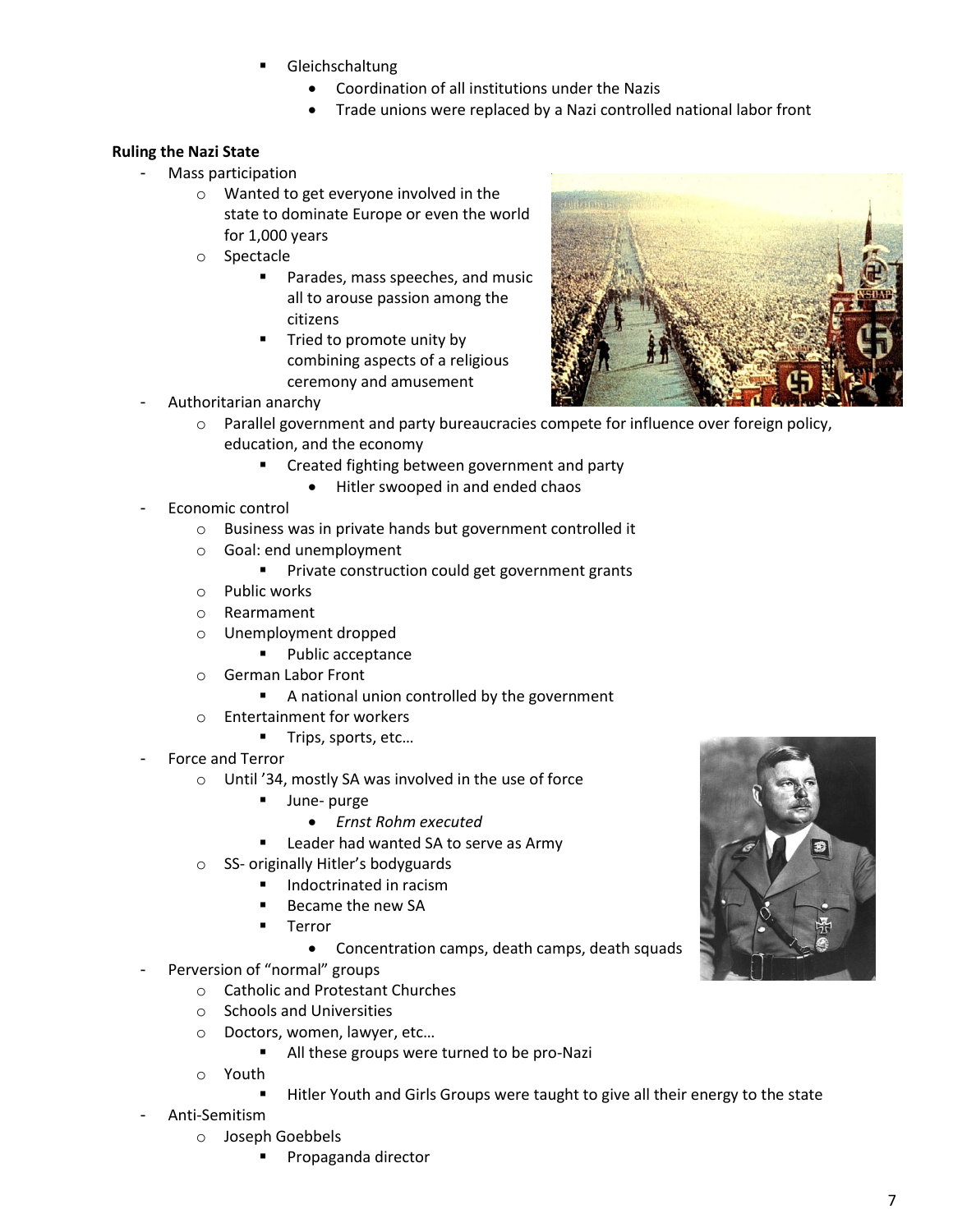- Gleichschaltung
  - Coordination of all institutions under the Nazis
  - Trade unions were replaced by a Nazi controlled national labor front

**Ruling the Nazi State**

- Mass participation
  - Wanted to get everyone involved in the state to dominate Europe or even the world for 1,000 years
  - Spectacle
    - Parades, mass speeches, and music all to arouse passion among the citizens
    - Tried to promote unity by combining aspects of a religious ceremony and amusement
- Authoritarian anarchy
  - Parallel government and party bureaucracies compete for influence over foreign policy, education, and the economy
    - Created fighting between government and party
      - Hitler swooped in and ended chaos
- Economic control
  - Business was in private hands but government controlled it
  - Goal: end unemployment
    - Private construction could get government grants
  - Public works
  - Rearmament
  - Unemployment dropped
    - Public acceptance
  - German Labor Front
    - A national union controlled by the government
  - Entertainment for workers
    - Trips, sports, etc…
- Force and Terror
  - Until '34, mostly SA was involved in the use of force
    - June- purge
      - *Ernst Rohm executed*
    - Leader had wanted SA to serve as Army
  - SS- originally Hitler's bodyguards
    - Indoctrinated in racism
    - Became the new SA
    - Terror
      - Concentration camps, death camps, death squads
- Perversion of "normal" groups
  - Catholic and Protestant Churches
  - Schools and Universities
  - Doctors, women, lawyer, etc…
    - All these groups were turned to be pro-Nazi
  - Youth
    - Hitler Youth and Girls Groups were taught to give all their energy to the state
- Anti-Semitism
  - Joseph Goebbels
    - Propaganda director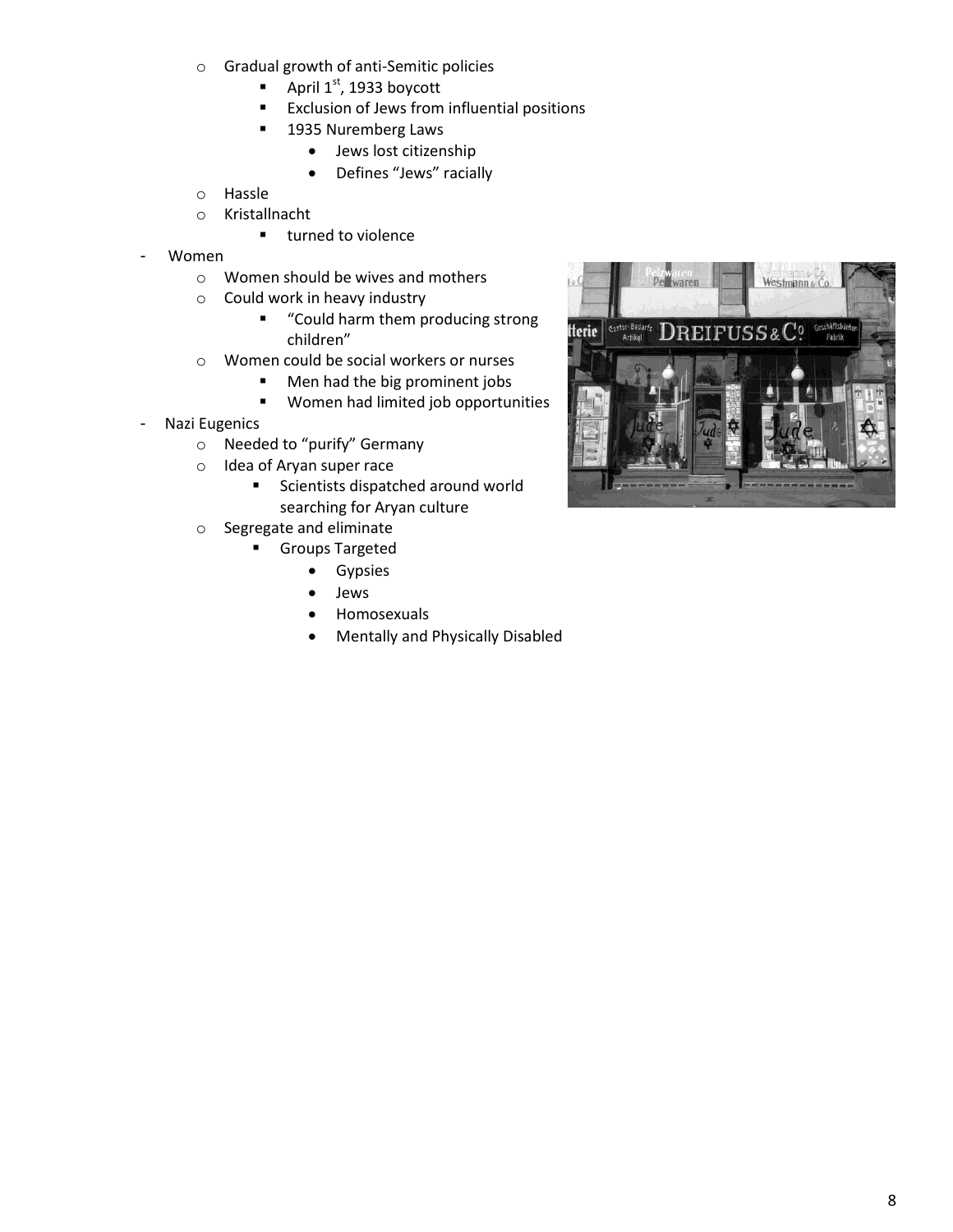- Gradual growth of anti-Semitic policies
  - April 1st, 1933 boycott
  - Exclusion of Jews from influential positions
  - 1935 Nuremberg Laws
    - Jews lost citizenship
    - Defines "Jews" racially
- Hassle
- Kristallnacht
  - turned to violence

- Women
  - Women should be wives and mothers
  - Could work in heavy industry
    - "Could harm them producing strong children"
  - Women could be social workers or nurses
    - Men had the big prominent jobs
    - Women had limited job opportunities
- Nazi Eugenics
  - Needed to "purify" Germany
  - Idea of Aryan super race
    - Scientists dispatched around world searching for Aryan culture
  - Segregate and eliminate
    - Groups Targeted
      - Gypsies
      - Jews
      - Homosexuals
      - Mentally and Physically Disabled